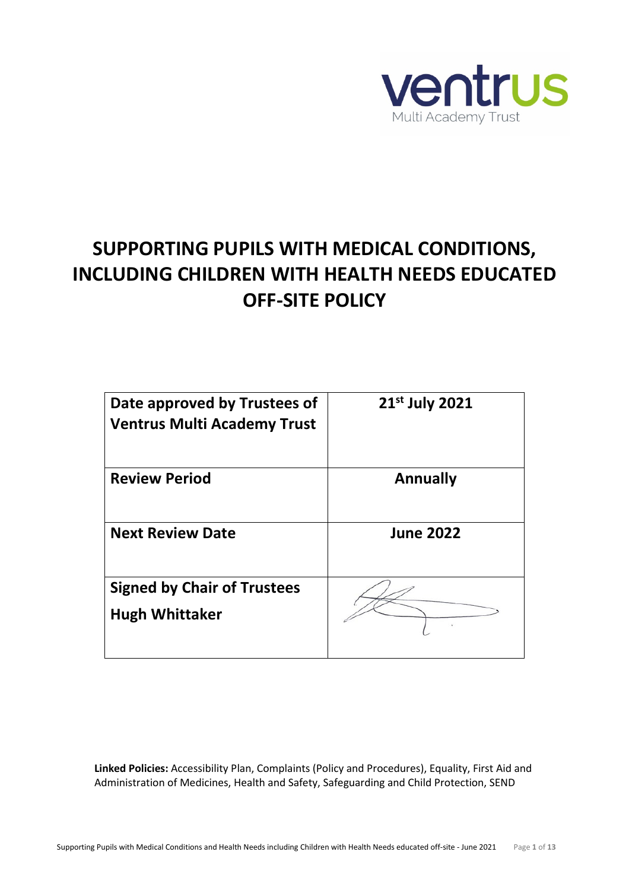ventrus
Multi Academy Trust

# SUPPORTING PUPILS WITH MEDICAL CONDITIONS, INCLUDING CHILDREN WITH HEALTH NEEDS EDUCATED OFF-SITE POLICY

| | |
|---|---|
| **Date approved by Trustees of Ventrus Multi Academy Trust** | **21st July 2021** |
| **Review Period** | **Annually** |
| **Next Review Date** | **June 2022** |
| **Signed by Chair of Trustees Hugh Whittaker** | |

**Linked Policies:** Accessibility Plan, Complaints (Policy and Procedures), Equality, First Aid and Administration of Medicines, Health and Safety, Safeguarding and Child Protection, SEND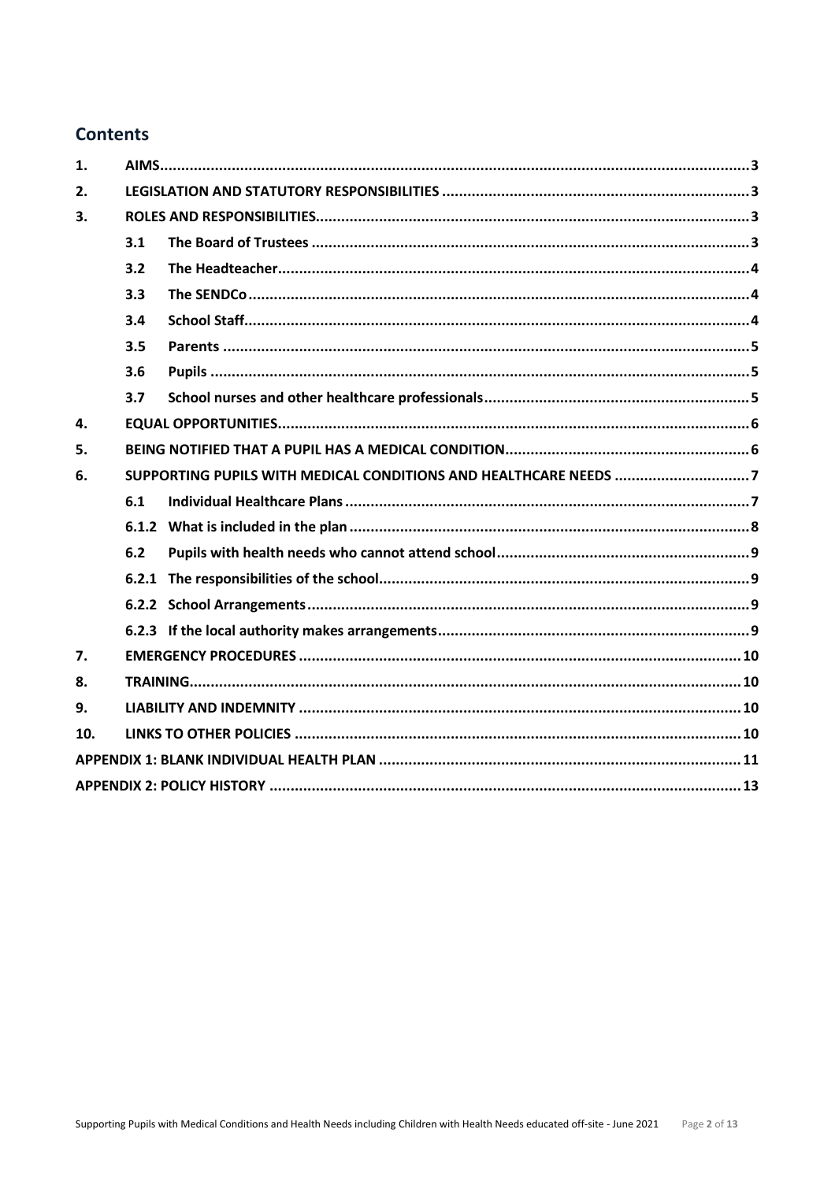## Contents

| | | | |
|---|---|---|---|
| 1. | AIMS | | 3 |
| 2. | LEGISLATION AND STATUTORY RESPONSIBILITIES | | 3 |
| 3. | ROLES AND RESPONSIBILITIES | | 3 |
| | 3.1 | The Board of Trustees | 3 |
| | 3.2 | The Headteacher | 4 |
| | 3.3 | The SENDCo | 4 |
| | 3.4 | School Staff | 4 |
| | 3.5 | Parents | 5 |
| | 3.6 | Pupils | 5 |
| | 3.7 | School nurses and other healthcare professionals | 5 |
| 4. | EQUAL OPPORTUNITIES | | 6 |
| 5. | BEING NOTIFIED THAT A PUPIL HAS A MEDICAL CONDITION | | 6 |
| 6. | SUPPORTING PUPILS WITH MEDICAL CONDITIONS AND HEALTHCARE NEEDS | | 7 |
| | 6.1 | Individual Healthcare Plans | 7 |
| | 6.1.2 | What is included in the plan | 8 |
| | 6.2 | Pupils with health needs who cannot attend school | 9 |
| | 6.2.1 | The responsibilities of the school | 9 |
| | 6.2.2 | School Arrangements | 9 |
| | 6.2.3 | If the local authority makes arrangements | 9 |
| 7. | EMERGENCY PROCEDURES | | 10 |
| 8. | TRAINING | | 10 |
| 9. | LIABILITY AND INDEMNITY | | 10 |
| 10. | LINKS TO OTHER POLICIES | | 10 |
| APPENDIX 1: BLANK INDIVIDUAL HEALTH PLAN | | | 11 |
| APPENDIX 2: POLICY HISTORY | | | 13 |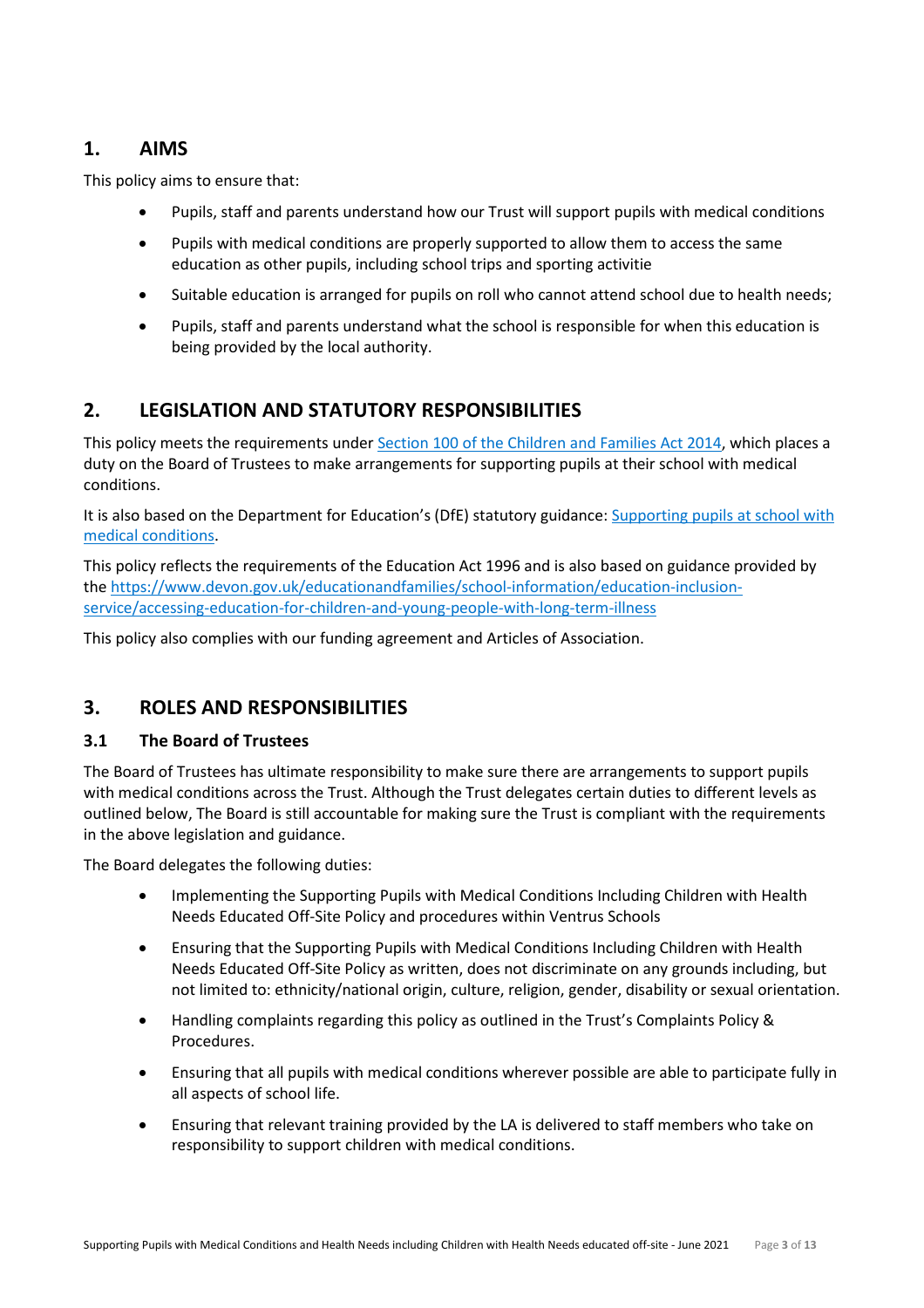## 1. AIMS

This policy aims to ensure that:

- Pupils, staff and parents understand how our Trust will support pupils with medical conditions
- Pupils with medical conditions are properly supported to allow them to access the same education as other pupils, including school trips and sporting activitie
- Suitable education is arranged for pupils on roll who cannot attend school due to health needs;
- Pupils, staff and parents understand what the school is responsible for when this education is being provided by the local authority.

## 2. LEGISLATION AND STATUTORY RESPONSIBILITIES

This policy meets the requirements under Section 100 of the Children and Families Act 2014, which places a duty on the Board of Trustees to make arrangements for supporting pupils at their school with medical conditions.

It is also based on the Department for Education's (DfE) statutory guidance: Supporting pupils at school with medical conditions.

This policy reflects the requirements of the Education Act 1996 and is also based on guidance provided by the https://www.devon.gov.uk/educationandfamilies/school-information/education-inclusion-service/accessing-education-for-children-and-young-people-with-long-term-illness

This policy also complies with our funding agreement and Articles of Association.

## 3. ROLES AND RESPONSIBILITIES

### 3.1 The Board of Trustees

The Board of Trustees has ultimate responsibility to make sure there are arrangements to support pupils with medical conditions across the Trust. Although the Trust delegates certain duties to different levels as outlined below, The Board is still accountable for making sure the Trust is compliant with the requirements in the above legislation and guidance.

The Board delegates the following duties:

- Implementing the Supporting Pupils with Medical Conditions Including Children with Health Needs Educated Off-Site Policy and procedures within Ventrus Schools
- Ensuring that the Supporting Pupils with Medical Conditions Including Children with Health Needs Educated Off-Site Policy as written, does not discriminate on any grounds including, but not limited to: ethnicity/national origin, culture, religion, gender, disability or sexual orientation.
- Handling complaints regarding this policy as outlined in the Trust's Complaints Policy & Procedures.
- Ensuring that all pupils with medical conditions wherever possible are able to participate fully in all aspects of school life.
- Ensuring that relevant training provided by the LA is delivered to staff members who take on responsibility to support children with medical conditions.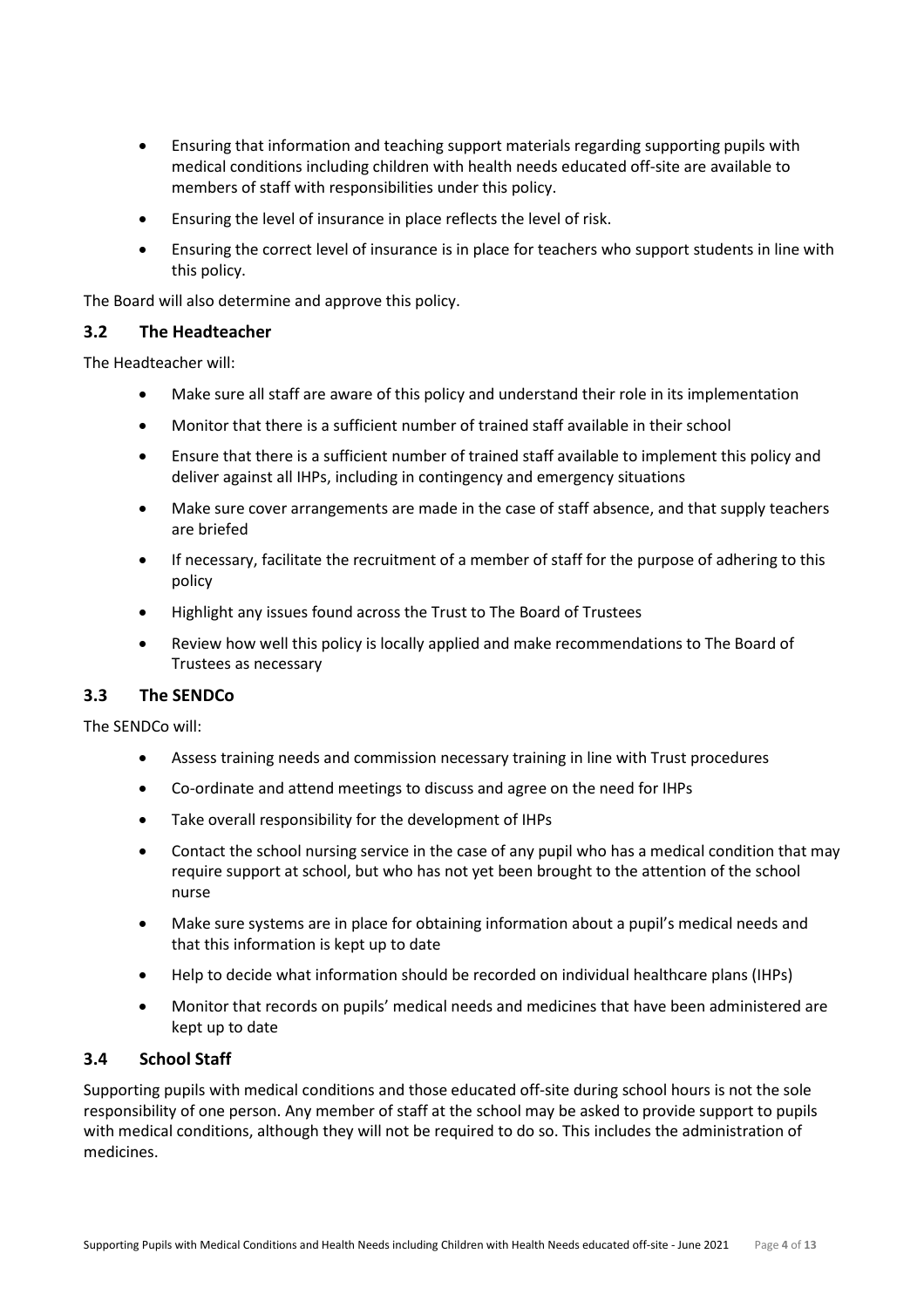- Ensuring that information and teaching support materials regarding supporting pupils with medical conditions including children with health needs educated off-site are available to members of staff with responsibilities under this policy.
- Ensuring the level of insurance in place reflects the level of risk.
- Ensuring the correct level of insurance is in place for teachers who support students in line with this policy.

The Board will also determine and approve this policy.

### 3.2 The Headteacher

The Headteacher will:

- Make sure all staff are aware of this policy and understand their role in its implementation
- Monitor that there is a sufficient number of trained staff available in their school
- Ensure that there is a sufficient number of trained staff available to implement this policy and deliver against all IHPs, including in contingency and emergency situations
- Make sure cover arrangements are made in the case of staff absence, and that supply teachers are briefed
- If necessary, facilitate the recruitment of a member of staff for the purpose of adhering to this policy
- Highlight any issues found across the Trust to The Board of Trustees
- Review how well this policy is locally applied and make recommendations to The Board of Trustees as necessary

### 3.3 The SENDCo

The SENDCo will:

- Assess training needs and commission necessary training in line with Trust procedures
- Co-ordinate and attend meetings to discuss and agree on the need for IHPs
- Take overall responsibility for the development of IHPs
- Contact the school nursing service in the case of any pupil who has a medical condition that may require support at school, but who has not yet been brought to the attention of the school nurse
- Make sure systems are in place for obtaining information about a pupil's medical needs and that this information is kept up to date
- Help to decide what information should be recorded on individual healthcare plans (IHPs)
- Monitor that records on pupils' medical needs and medicines that have been administered are kept up to date

### 3.4 School Staff

Supporting pupils with medical conditions and those educated off-site during school hours is not the sole responsibility of one person. Any member of staff at the school may be asked to provide support to pupils with medical conditions, although they will not be required to do so. This includes the administration of medicines.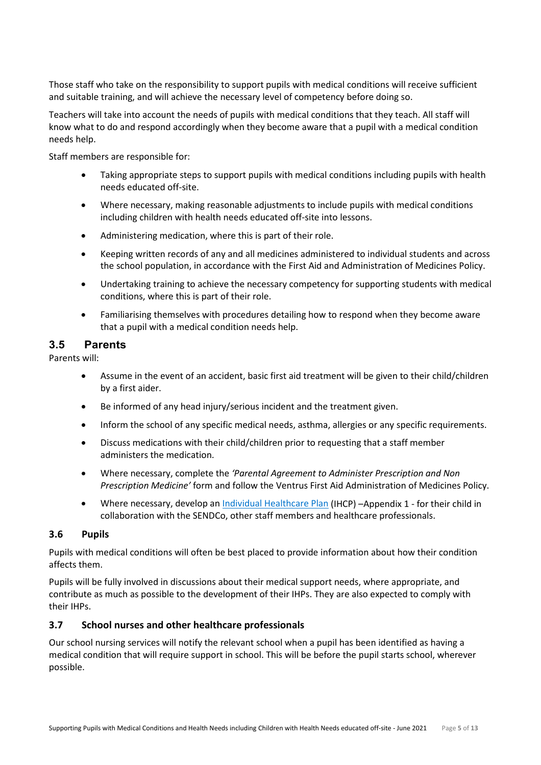Those staff who take on the responsibility to support pupils with medical conditions will receive sufficient and suitable training, and will achieve the necessary level of competency before doing so.

Teachers will take into account the needs of pupils with medical conditions that they teach. All staff will know what to do and respond accordingly when they become aware that a pupil with a medical condition needs help.

Staff members are responsible for:

- Taking appropriate steps to support pupils with medical conditions including pupils with health needs educated off-site.
- Where necessary, making reasonable adjustments to include pupils with medical conditions including children with health needs educated off-site into lessons.
- Administering medication, where this is part of their role.
- Keeping written records of any and all medicines administered to individual students and across the school population, in accordance with the First Aid and Administration of Medicines Policy.
- Undertaking training to achieve the necessary competency for supporting students with medical conditions, where this is part of their role.
- Familiarising themselves with procedures detailing how to respond when they become aware that a pupil with a medical condition needs help.

## 3.5 Parents

Parents will:

- Assume in the event of an accident, basic first aid treatment will be given to their child/children by a first aider.
- Be informed of any head injury/serious incident and the treatment given.
- Inform the school of any specific medical needs, asthma, allergies or any specific requirements.
- Discuss medications with their child/children prior to requesting that a staff member administers the medication.
- Where necessary, complete the *'Parental Agreement to Administer Prescription and Non Prescription Medicine'* form and follow the Ventrus First Aid Administration of Medicines Policy.
- Where necessary, develop an Individual Healthcare Plan (IHCP) –Appendix 1 - for their child in collaboration with the SENDCo, other staff members and healthcare professionals.

### 3.6 Pupils

Pupils with medical conditions will often be best placed to provide information about how their condition affects them.

Pupils will be fully involved in discussions about their medical support needs, where appropriate, and contribute as much as possible to the development of their IHPs. They are also expected to comply with their IHPs.

### 3.7 School nurses and other healthcare professionals

Our school nursing services will notify the relevant school when a pupil has been identified as having a medical condition that will require support in school. This will be before the pupil starts school, wherever possible.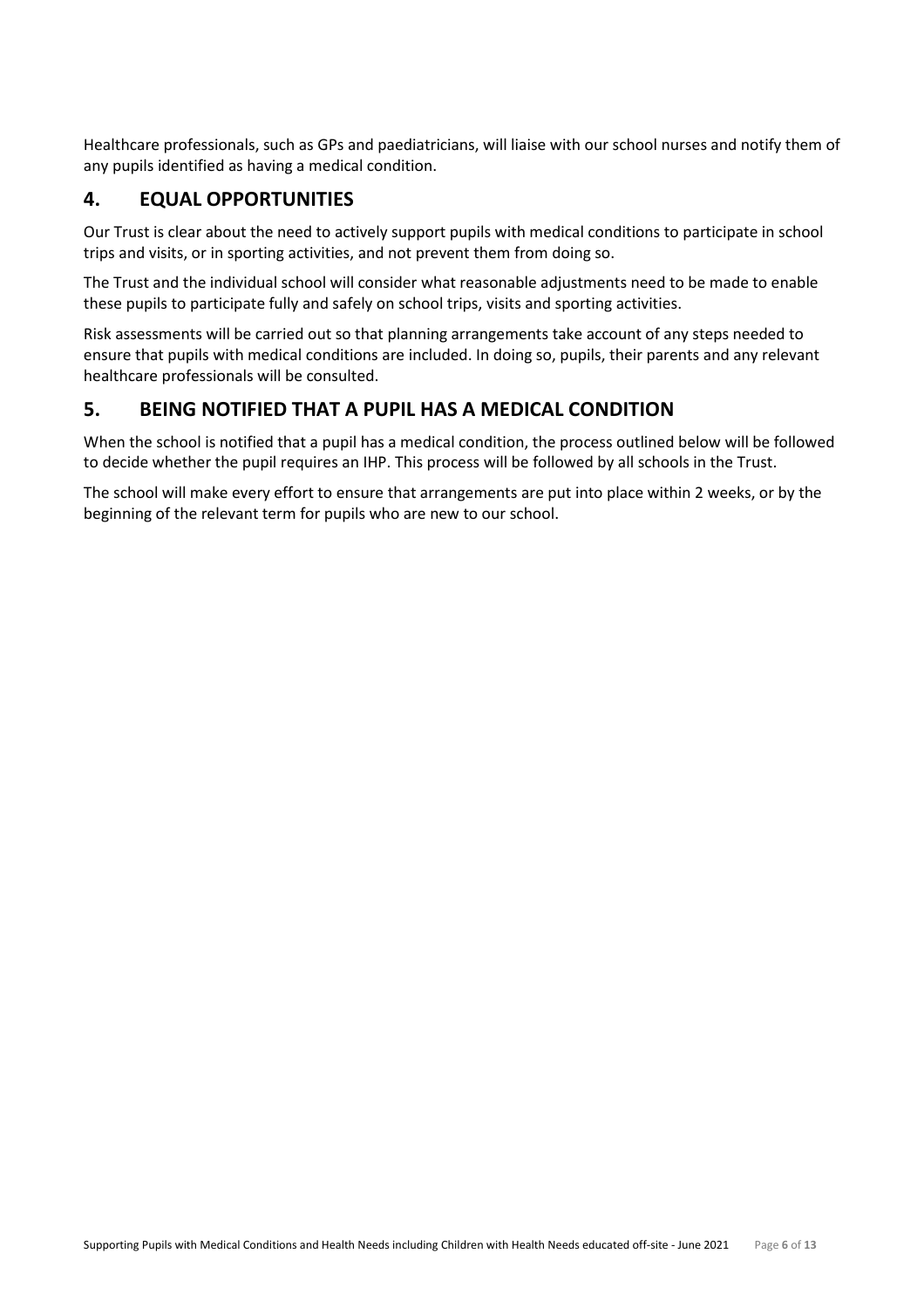Healthcare professionals, such as GPs and paediatricians, will liaise with our school nurses and notify them of any pupils identified as having a medical condition.

## 4. EQUAL OPPORTUNITIES

Our Trust is clear about the need to actively support pupils with medical conditions to participate in school trips and visits, or in sporting activities, and not prevent them from doing so.

The Trust and the individual school will consider what reasonable adjustments need to be made to enable these pupils to participate fully and safely on school trips, visits and sporting activities.

Risk assessments will be carried out so that planning arrangements take account of any steps needed to ensure that pupils with medical conditions are included. In doing so, pupils, their parents and any relevant healthcare professionals will be consulted.

## 5. BEING NOTIFIED THAT A PUPIL HAS A MEDICAL CONDITION

When the school is notified that a pupil has a medical condition, the process outlined below will be followed to decide whether the pupil requires an IHP. This process will be followed by all schools in the Trust.

The school will make every effort to ensure that arrangements are put into place within 2 weeks, or by the beginning of the relevant term for pupils who are new to our school.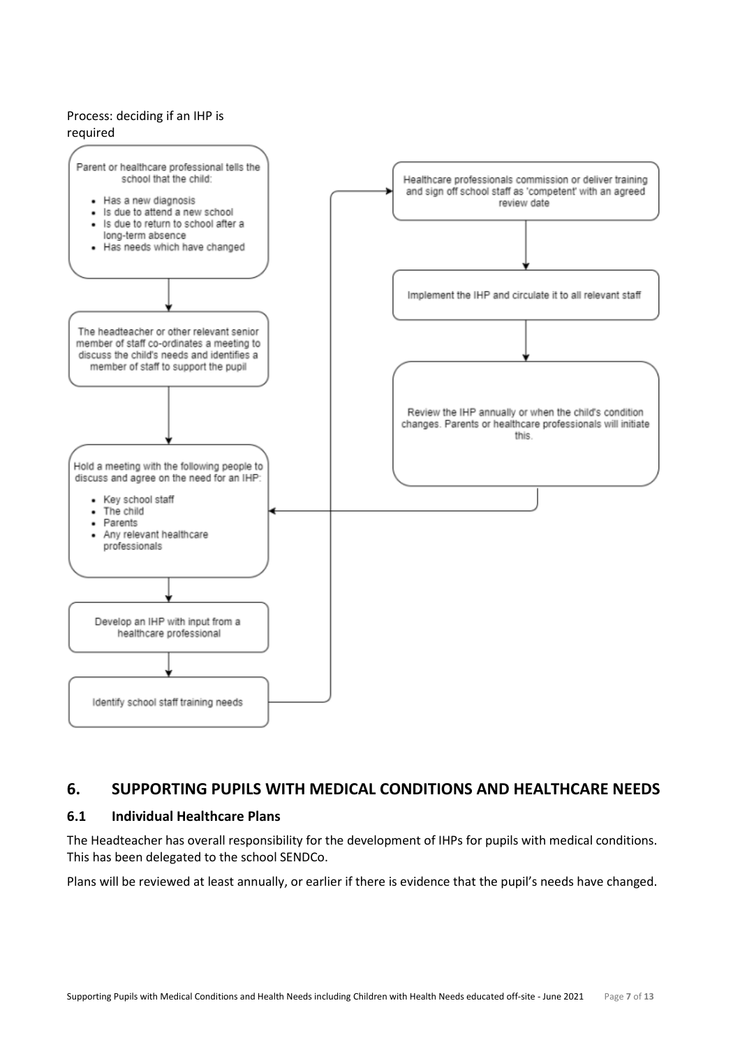Process: deciding if an IHP is required

Parent or healthcare professional tells the school that the child:

- Has a new diagnosis
- Is due to attend a new school
- Is due to return to school after a long-term absence
- Has needs which have changed

The headteacher or other relevant senior member of staff co-ordinates a meeting to discuss the child's needs and identifies a member of staff to support the pupil

Hold a meeting with the following people to discuss and agree on the need for an IHP:

- Key school staff
- The child
- Parents
- Any relevant healthcare professionals

Develop an IHP with input from a healthcare professional

Identify school staff training needs

Healthcare professionals commission or deliver training and sign off school staff as 'competent' with an agreed review date

Implement the IHP and circulate it to all relevant staff

Review the IHP annually or when the child's condition changes. Parents or healthcare professionals will initiate this.

## 6. SUPPORTING PUPILS WITH MEDICAL CONDITIONS AND HEALTHCARE NEEDS

### 6.1 Individual Healthcare Plans

The Headteacher has overall responsibility for the development of IHPs for pupils with medical conditions. This has been delegated to the school SENDCo.

Plans will be reviewed at least annually, or earlier if there is evidence that the pupil's needs have changed.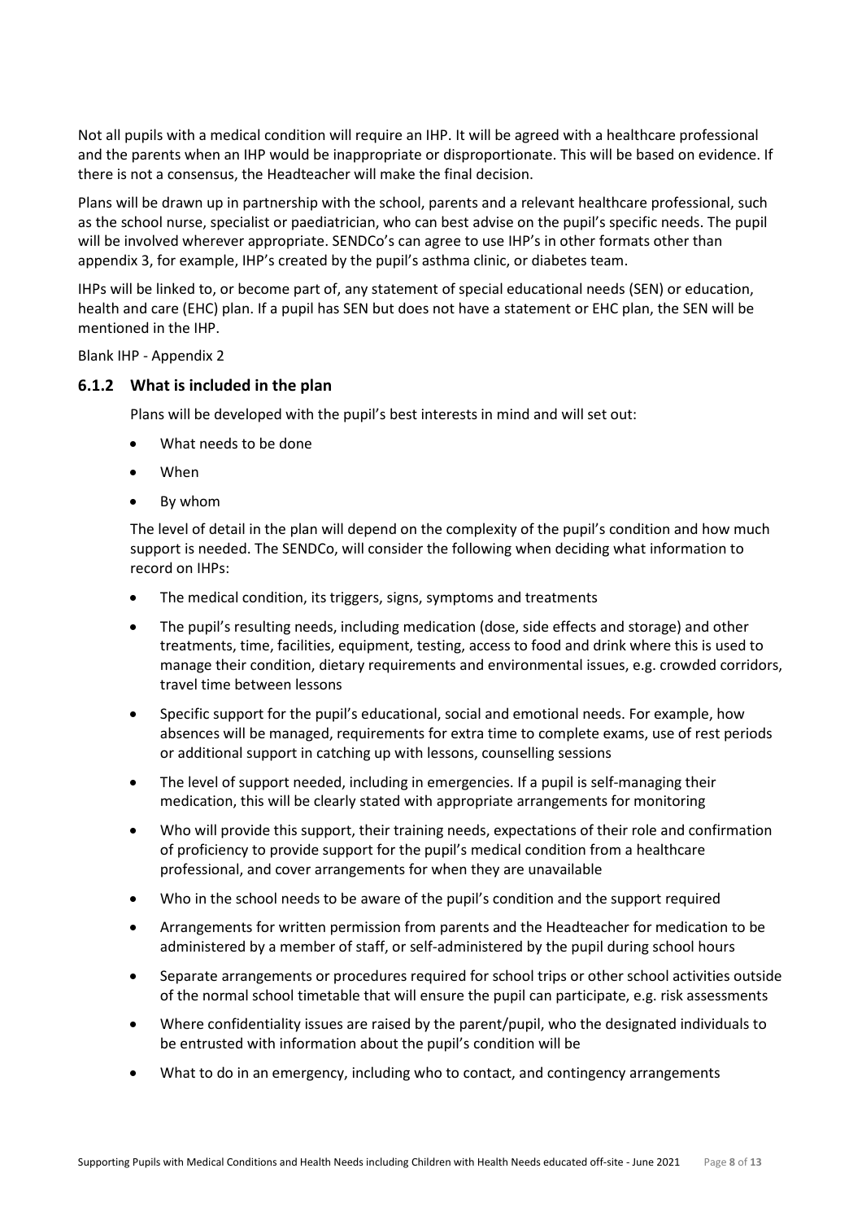Not all pupils with a medical condition will require an IHP. It will be agreed with a healthcare professional and the parents when an IHP would be inappropriate or disproportionate. This will be based on evidence. If there is not a consensus, the Headteacher will make the final decision.

Plans will be drawn up in partnership with the school, parents and a relevant healthcare professional, such as the school nurse, specialist or paediatrician, who can best advise on the pupil's specific needs. The pupil will be involved wherever appropriate. SENDCo's can agree to use IHP's in other formats other than appendix 3, for example, IHP's created by the pupil's asthma clinic, or diabetes team.

IHPs will be linked to, or become part of, any statement of special educational needs (SEN) or education, health and care (EHC) plan. If a pupil has SEN but does not have a statement or EHC plan, the SEN will be mentioned in the IHP.

Blank IHP - Appendix 2

### 6.1.2 What is included in the plan

Plans will be developed with the pupil's best interests in mind and will set out:

- What needs to be done
- When
- By whom

The level of detail in the plan will depend on the complexity of the pupil's condition and how much support is needed. The SENDCo, will consider the following when deciding what information to record on IHPs:

- The medical condition, its triggers, signs, symptoms and treatments
- The pupil's resulting needs, including medication (dose, side effects and storage) and other treatments, time, facilities, equipment, testing, access to food and drink where this is used to manage their condition, dietary requirements and environmental issues, e.g. crowded corridors, travel time between lessons
- Specific support for the pupil's educational, social and emotional needs. For example, how absences will be managed, requirements for extra time to complete exams, use of rest periods or additional support in catching up with lessons, counselling sessions
- The level of support needed, including in emergencies. If a pupil is self-managing their medication, this will be clearly stated with appropriate arrangements for monitoring
- Who will provide this support, their training needs, expectations of their role and confirmation of proficiency to provide support for the pupil's medical condition from a healthcare professional, and cover arrangements for when they are unavailable
- Who in the school needs to be aware of the pupil's condition and the support required
- Arrangements for written permission from parents and the Headteacher for medication to be administered by a member of staff, or self-administered by the pupil during school hours
- Separate arrangements or procedures required for school trips or other school activities outside of the normal school timetable that will ensure the pupil can participate, e.g. risk assessments
- Where confidentiality issues are raised by the parent/pupil, who the designated individuals to be entrusted with information about the pupil's condition will be
- What to do in an emergency, including who to contact, and contingency arrangements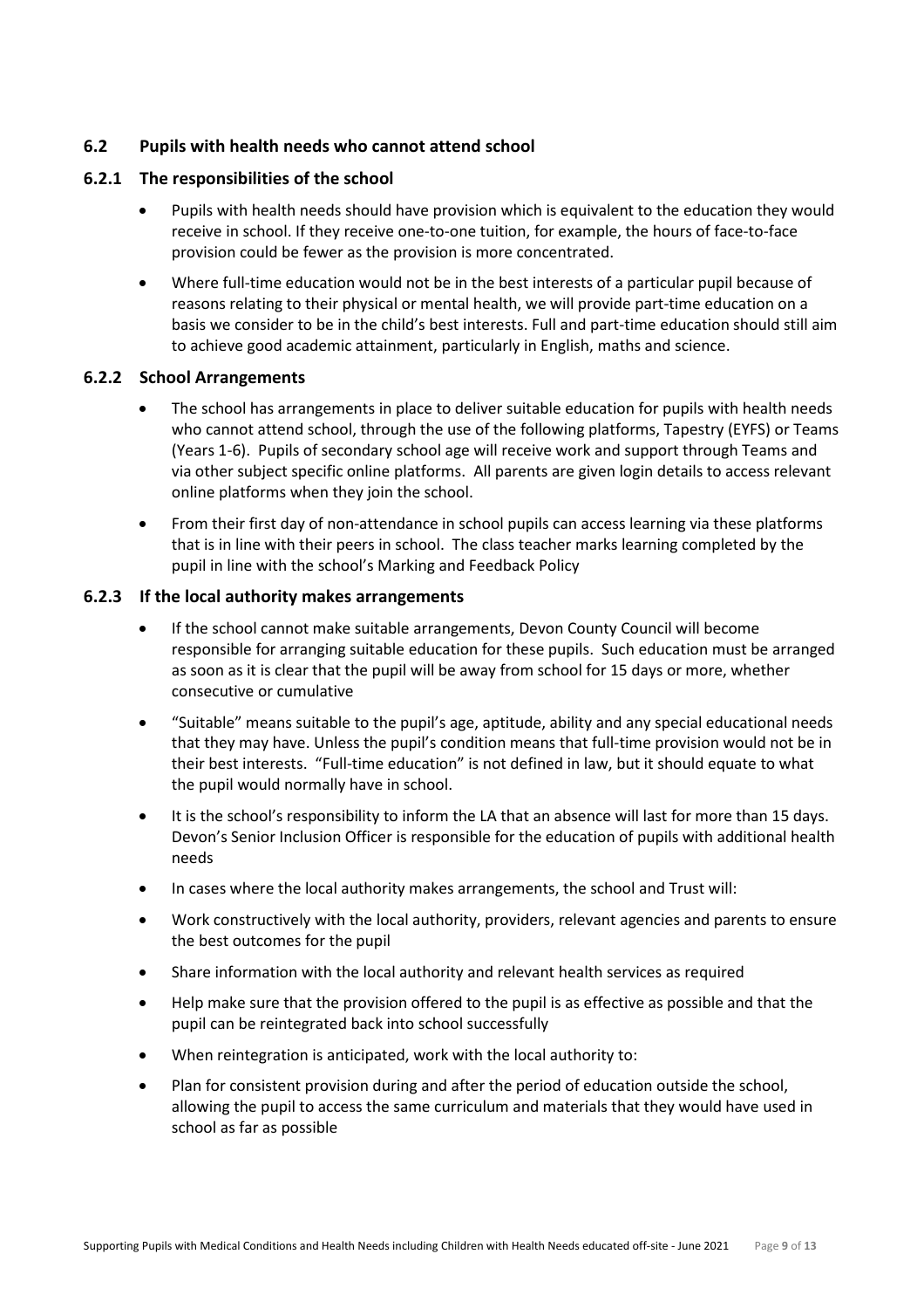### 6.2 Pupils with health needs who cannot attend school

#### 6.2.1 The responsibilities of the school

- Pupils with health needs should have provision which is equivalent to the education they would receive in school. If they receive one-to-one tuition, for example, the hours of face-to-face provision could be fewer as the provision is more concentrated.
- Where full-time education would not be in the best interests of a particular pupil because of reasons relating to their physical or mental health, we will provide part-time education on a basis we consider to be in the child's best interests. Full and part-time education should still aim to achieve good academic attainment, particularly in English, maths and science.

#### 6.2.2 School Arrangements

- The school has arrangements in place to deliver suitable education for pupils with health needs who cannot attend school, through the use of the following platforms, Tapestry (EYFS) or Teams (Years 1-6). Pupils of secondary school age will receive work and support through Teams and via other subject specific online platforms. All parents are given login details to access relevant online platforms when they join the school.
- From their first day of non-attendance in school pupils can access learning via these platforms that is in line with their peers in school. The class teacher marks learning completed by the pupil in line with the school's Marking and Feedback Policy

#### 6.2.3 If the local authority makes arrangements

- If the school cannot make suitable arrangements, Devon County Council will become responsible for arranging suitable education for these pupils. Such education must be arranged as soon as it is clear that the pupil will be away from school for 15 days or more, whether consecutive or cumulative
- "Suitable" means suitable to the pupil's age, aptitude, ability and any special educational needs that they may have. Unless the pupil's condition means that full-time provision would not be in their best interests. "Full-time education" is not defined in law, but it should equate to what the pupil would normally have in school.
- It is the school's responsibility to inform the LA that an absence will last for more than 15 days. Devon's Senior Inclusion Officer is responsible for the education of pupils with additional health needs
- In cases where the local authority makes arrangements, the school and Trust will:
- Work constructively with the local authority, providers, relevant agencies and parents to ensure the best outcomes for the pupil
- Share information with the local authority and relevant health services as required
- Help make sure that the provision offered to the pupil is as effective as possible and that the pupil can be reintegrated back into school successfully
- When reintegration is anticipated, work with the local authority to:
- Plan for consistent provision during and after the period of education outside the school, allowing the pupil to access the same curriculum and materials that they would have used in school as far as possible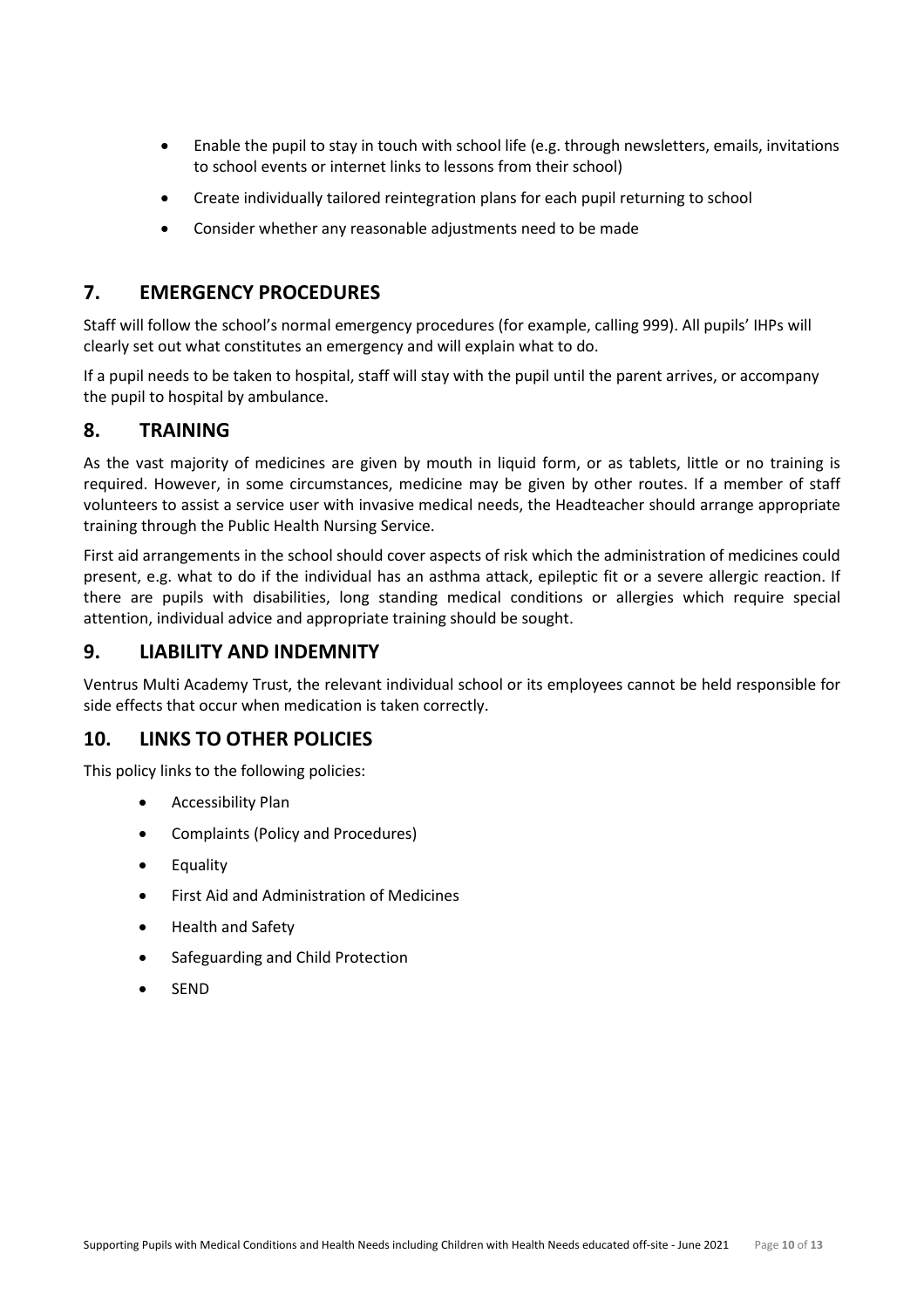- Enable the pupil to stay in touch with school life (e.g. through newsletters, emails, invitations to school events or internet links to lessons from their school)
- Create individually tailored reintegration plans for each pupil returning to school
- Consider whether any reasonable adjustments need to be made

## 7. EMERGENCY PROCEDURES

Staff will follow the school's normal emergency procedures (for example, calling 999). All pupils' IHPs will clearly set out what constitutes an emergency and will explain what to do.

If a pupil needs to be taken to hospital, staff will stay with the pupil until the parent arrives, or accompany the pupil to hospital by ambulance.

## 8. TRAINING

As the vast majority of medicines are given by mouth in liquid form, or as tablets, little or no training is required. However, in some circumstances, medicine may be given by other routes. If a member of staff volunteers to assist a service user with invasive medical needs, the Headteacher should arrange appropriate training through the Public Health Nursing Service.

First aid arrangements in the school should cover aspects of risk which the administration of medicines could present, e.g. what to do if the individual has an asthma attack, epileptic fit or a severe allergic reaction. If there are pupils with disabilities, long standing medical conditions or allergies which require special attention, individual advice and appropriate training should be sought.

## 9. LIABILITY AND INDEMNITY

Ventrus Multi Academy Trust, the relevant individual school or its employees cannot be held responsible for side effects that occur when medication is taken correctly.

## 10. LINKS TO OTHER POLICIES

This policy links to the following policies:

- Accessibility Plan
- Complaints (Policy and Procedures)
- Equality
- First Aid and Administration of Medicines
- Health and Safety
- Safeguarding and Child Protection
- SEND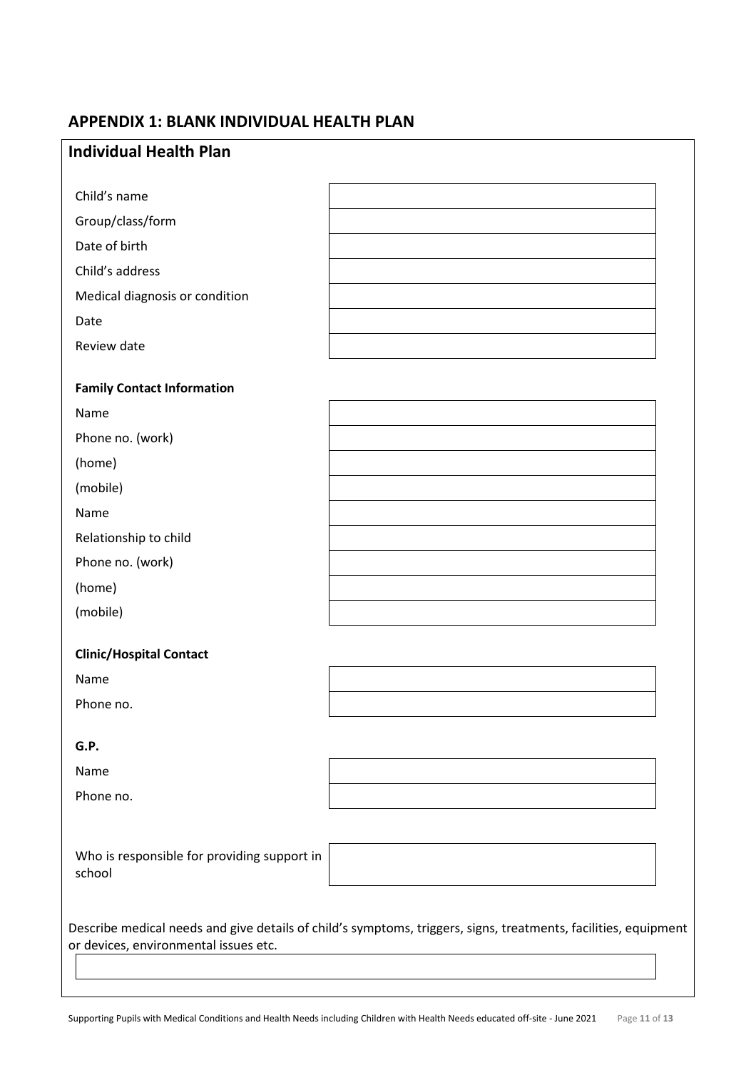## APPENDIX 1: BLANK INDIVIDUAL HEALTH PLAN

### Individual Health Plan

| | |
|---|---|
| Child's name | |
| Group/class/form | |
| Date of birth | |
| Child's address | |
| Medical diagnosis or condition | |
| Date | |
| Review date | |

**Family Contact Information**

| | |
|---|---|
| Name | |
| Phone no. (work) | |
| (home) | |
| (mobile) | |
| Name | |
| Relationship to child | |
| Phone no. (work) | |
| (home) | |
| (mobile) | |

**Clinic/Hospital Contact**

| | |
|---|---|
| Name | |
| Phone no. | |

**G.P.**

| | |
|---|---|
| Name | |
| Phone no. | |

| | |
|---|---|
| Who is responsible for providing support in school | |

Describe medical needs and give details of child's symptoms, triggers, signs, treatments, facilities, equipment or devices, environmental issues etc.

| |
|---|
| |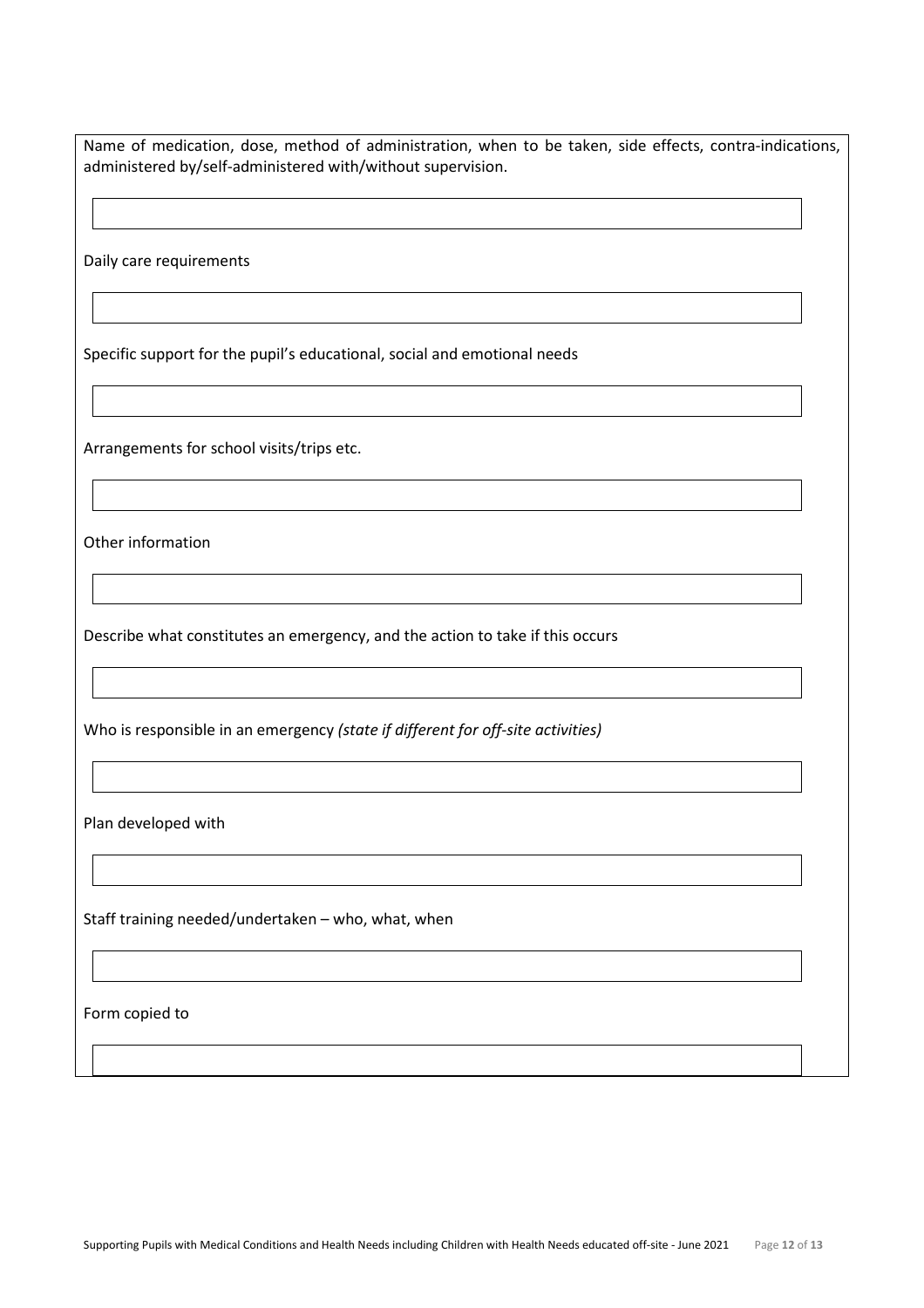Name of medication, dose, method of administration, when to be taken, side effects, contra-indications, administered by/self-administered with/without supervision.

| |
|---|
| |

Daily care requirements

| |
|---|
| |

Specific support for the pupil's educational, social and emotional needs

| |
|---|
| |

Arrangements for school visits/trips etc.

| |
|---|
| |

Other information

| |
|---|
| |

Describe what constitutes an emergency, and the action to take if this occurs

| |
|---|
| |

Who is responsible in an emergency *(state if different for off-site activities)*

| |
|---|
| |

Plan developed with

| |
|---|
| |

Staff training needed/undertaken – who, what, when

| |
|---|
| |

Form copied to

| |
|---|
| |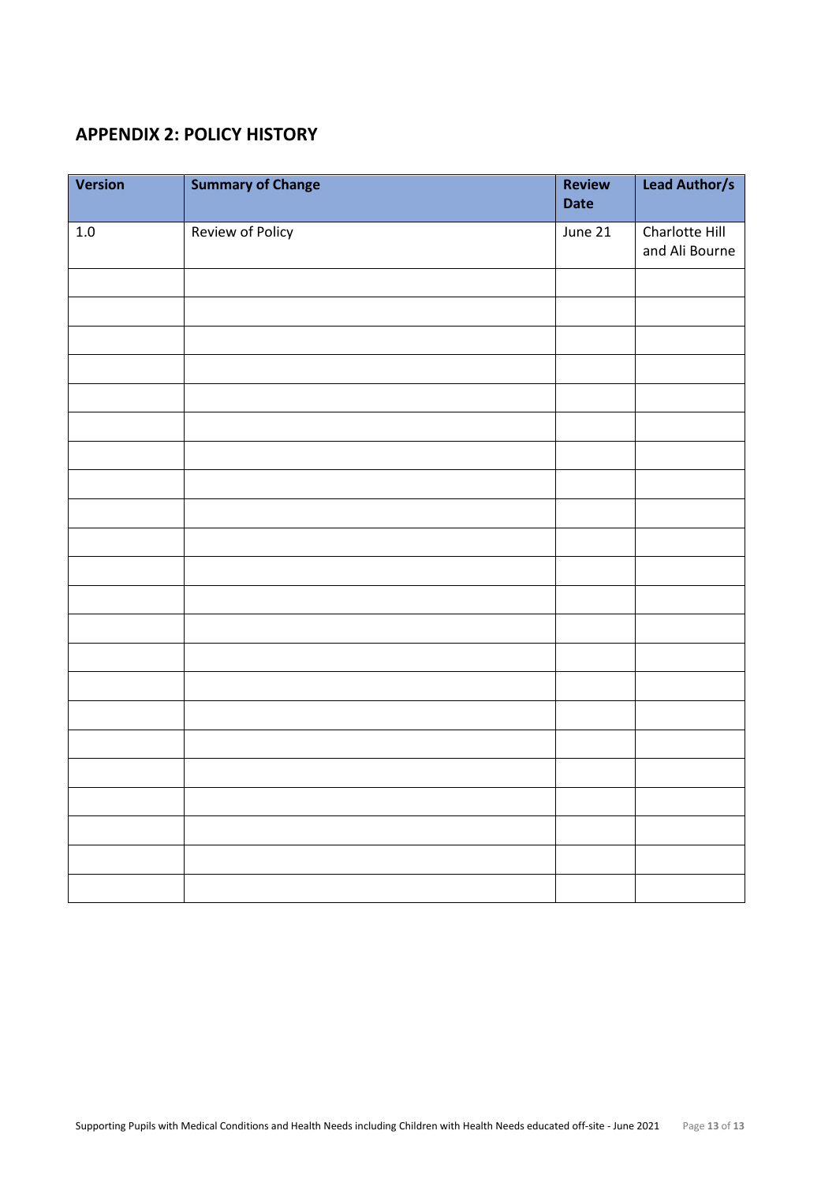## APPENDIX 2: POLICY HISTORY

| Version | Summary of Change | Review Date | Lead Author/s |
|---|---|---|---|
| 1.0 | Review of Policy | June 21 | Charlotte Hill and Ali Bourne |
| | | | |
| | | | |
| | | | |
| | | | |
| | | | |
| | | | |
| | | | |
| | | | |
| | | | |
| | | | |
| | | | |
| | | | |
| | | | |
| | | | |
| | | | |
| | | | |
| | | | |
| | | | |
| | | | |
| | | | |
| | | | |
| | | | |